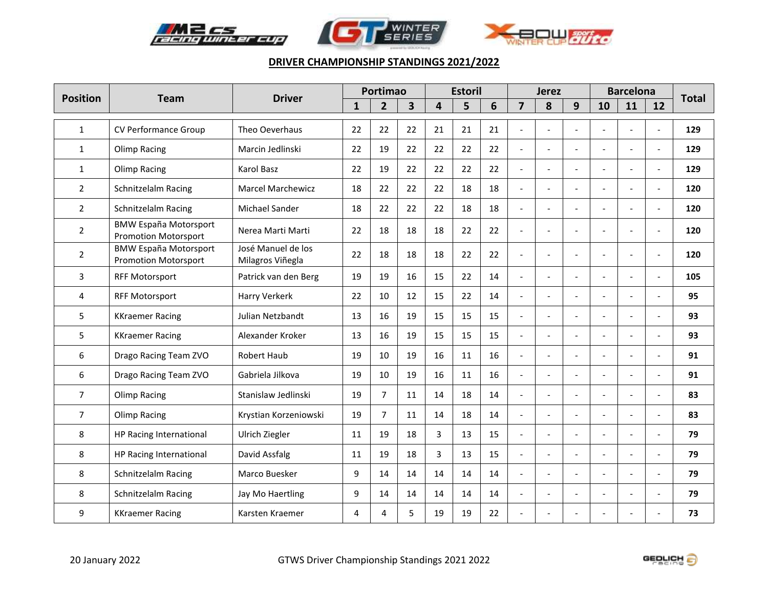## DRIVER CHAMPIONSHIP STANDINGS 2021/2022

| Position | Team | Driver | Portimao | | | Estoril | | | Jerez | | | Barcelona | | | Total |
|---|---|---|---|---|---|---|---|---|---|---|---|---|---|---|---|
| | | | 1 | 2 | 3 | 4 | 5 | 6 | 7 | 8 | 9 | 10 | 11 | 12 | |
| 1 | CV Performance Group | Theo Oeverhaus | 22 | 22 | 22 | 21 | 21 | 21 | - | - | - | - | - | - | **129** |
| 1 | Olimp Racing | Marcin Jedlinski | 22 | 19 | 22 | 22 | 22 | 22 | - | - | - | - | - | - | **129** |
| 1 | Olimp Racing | Karol Basz | 22 | 19 | 22 | 22 | 22 | 22 | - | - | - | - | - | - | **129** |
| 2 | Schnitzelalm Racing | Marcel Marchewicz | 18 | 22 | 22 | 22 | 18 | 18 | - | - | - | - | - | - | **120** |
| 2 | Schnitzelalm Racing | Michael Sander | 18 | 22 | 22 | 22 | 18 | 18 | - | - | - | - | - | - | **120** |
| 2 | BMW España Motorsport Promotion Motorsport | Nerea Marti Marti | 22 | 18 | 18 | 18 | 22 | 22 | - | - | - | - | - | - | **120** |
| 2 | BMW España Motorsport Promotion Motorsport | José Manuel de los Milagros Viñegla | 22 | 18 | 18 | 18 | 22 | 22 | - | - | - | - | - | - | **120** |
| 3 | RFF Motorsport | Patrick van den Berg | 19 | 19 | 16 | 15 | 22 | 14 | - | - | - | - | - | - | **105** |
| 4 | RFF Motorsport | Harry Verkerk | 22 | 10 | 12 | 15 | 22 | 14 | - | - | - | - | - | - | **95** |
| 5 | KKraemer Racing | Julian Netzbandt | 13 | 16 | 19 | 15 | 15 | 15 | - | - | - | - | - | - | **93** |
| 5 | KKraemer Racing | Alexander Kroker | 13 | 16 | 19 | 15 | 15 | 15 | - | - | - | - | - | - | **93** |
| 6 | Drago Racing Team ZVO | Robert Haub | 19 | 10 | 19 | 16 | 11 | 16 | - | - | - | - | - | - | **91** |
| 6 | Drago Racing Team ZVO | Gabriela Jilkova | 19 | 10 | 19 | 16 | 11 | 16 | - | - | - | - | - | - | **91** |
| 7 | Olimp Racing | Stanislaw Jedlinski | 19 | 7 | 11 | 14 | 18 | 14 | - | - | - | - | - | - | **83** |
| 7 | Olimp Racing | Krystian Korzeniowski | 19 | 7 | 11 | 14 | 18 | 14 | - | - | - | - | - | - | **83** |
| 8 | HP Racing International | Ulrich Ziegler | 11 | 19 | 18 | 3 | 13 | 15 | - | - | - | - | - | - | **79** |
| 8 | HP Racing International | David Assfalg | 11 | 19 | 18 | 3 | 13 | 15 | - | - | - | - | - | - | **79** |
| 8 | Schnitzelalm Racing | Marco Buesker | 9 | 14 | 14 | 14 | 14 | 14 | - | - | - | - | - | - | **79** |
| 8 | Schnitzelalm Racing | Jay Mo Haertling | 9 | 14 | 14 | 14 | 14 | 14 | - | - | - | - | - | - | **79** |
| 9 | KKraemer Racing | Karsten Kraemer | 4 | 4 | 5 | 19 | 19 | 22 | - | - | - | - | - | - | **73** |

20 January 2022 GTWS Driver Championship Standings 2021 2022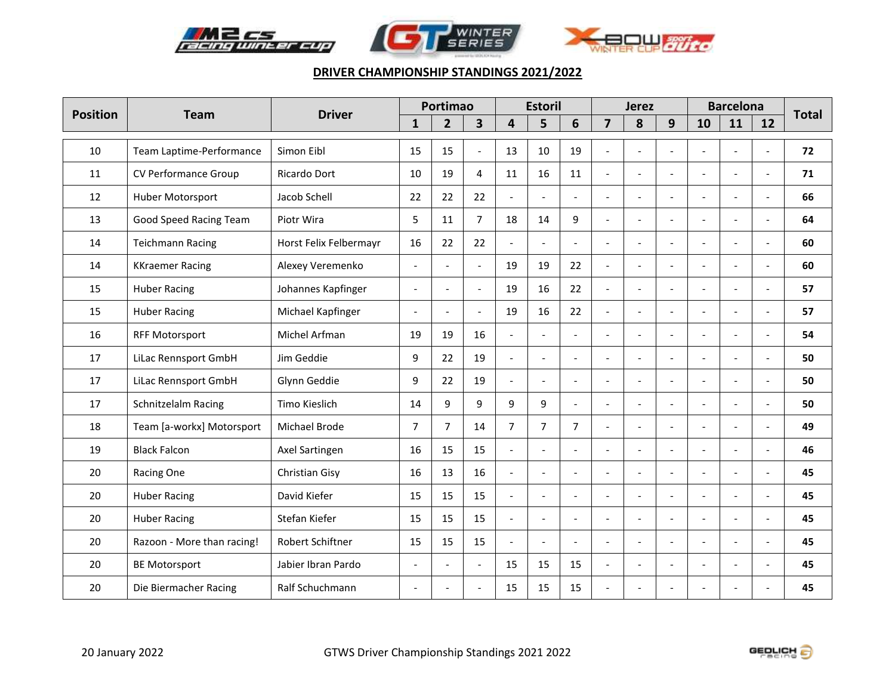## DRIVER CHAMPIONSHIP STANDINGS 2021/2022

| Position | Team | Driver | Portimao | | | Estoril | | | Jerez | | | Barcelona | | | Total |
|---|---|---|---|---|---|---|---|---|---|---|---|---|---|---|---|
| | | | 1 | 2 | 3 | 4 | 5 | 6 | 7 | 8 | 9 | 10 | 11 | 12 | |
| 10 | Team Laptime-Performance | Simon Eibl | 15 | 15 | - | 13 | 10 | 19 | - | - | - | - | - | - | **72** |
| 11 | CV Performance Group | Ricardo Dort | 10 | 19 | 4 | 11 | 16 | 11 | - | - | - | - | - | - | **71** |
| 12 | Huber Motorsport | Jacob Schell | 22 | 22 | 22 | - | - | - | - | - | - | - | - | - | **66** |
| 13 | Good Speed Racing Team | Piotr Wira | 5 | 11 | 7 | 18 | 14 | 9 | - | - | - | - | - | - | **64** |
| 14 | Teichmann Racing | Horst Felix Felbermayr | 16 | 22 | 22 | - | - | - | - | - | - | - | - | - | **60** |
| 14 | KKraemer Racing | Alexey Veremenko | - | - | - | 19 | 19 | 22 | - | - | - | - | - | - | **60** |
| 15 | Huber Racing | Johannes Kapfinger | - | - | - | 19 | 16 | 22 | - | - | - | - | - | - | **57** |
| 15 | Huber Racing | Michael Kapfinger | - | - | - | 19 | 16 | 22 | - | - | - | - | - | - | **57** |
| 16 | RFF Motorsport | Michel Arfman | 19 | 19 | 16 | - | - | - | - | - | - | - | - | - | **54** |
| 17 | LiLac Rennsport GmbH | Jim Geddie | 9 | 22 | 19 | - | - | - | - | - | - | - | - | - | **50** |
| 17 | LiLac Rennsport GmbH | Glynn Geddie | 9 | 22 | 19 | - | - | - | - | - | - | - | - | - | **50** |
| 17 | Schnitzelalm Racing | Timo Kieslich | 14 | 9 | 9 | 9 | 9 | - | - | - | - | - | - | - | **50** |
| 18 | Team [a-workx] Motorsport | Michael Brode | 7 | 7 | 14 | 7 | 7 | 7 | - | - | - | - | - | - | **49** |
| 19 | Black Falcon | Axel Sartingen | 16 | 15 | 15 | - | - | - | - | - | - | - | - | - | **46** |
| 20 | Racing One | Christian Gisy | 16 | 13 | 16 | - | - | - | - | - | - | - | - | - | **45** |
| 20 | Huber Racing | David Kiefer | 15 | 15 | 15 | - | - | - | - | - | - | - | - | - | **45** |
| 20 | Huber Racing | Stefan Kiefer | 15 | 15 | 15 | - | - | - | - | - | - | - | - | - | **45** |
| 20 | Razoon - More than racing! | Robert Schiftner | 15 | 15 | 15 | - | - | - | - | - | - | - | - | - | **45** |
| 20 | BE Motorsport | Jabier Ibran Pardo | - | - | - | 15 | 15 | 15 | - | - | - | - | - | - | **45** |
| 20 | Die Biermacher Racing | Ralf Schuchmann | - | - | - | 15 | 15 | 15 | - | - | - | - | - | - | **45** |

20 January 2022 GTWS Driver Championship Standings 2021 2022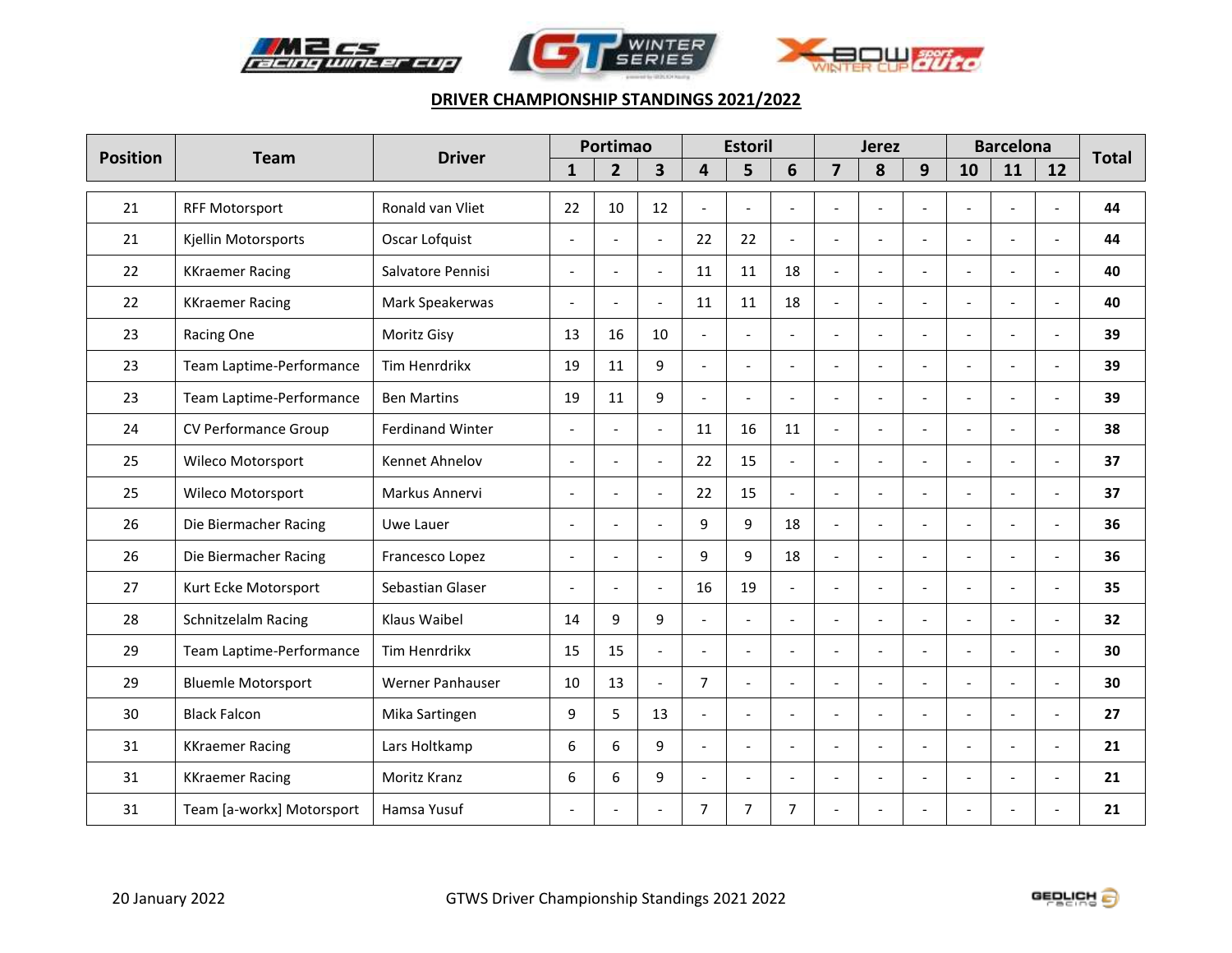## DRIVER CHAMPIONSHIP STANDINGS 2021/2022

| Position | Team | Driver | Portimao | | | Estoril | | | Jerez | | | Barcelona | | | Total |
|---|---|---|---|---|---|---|---|---|---|---|---|---|---|---|---|
| | | | 1 | 2 | 3 | 4 | 5 | 6 | 7 | 8 | 9 | 10 | 11 | 12 | |
| 21 | RFF Motorsport | Ronald van Vliet | 22 | 10 | 12 | - | - | - | - | - | - | - | - | - | 44 |
| 21 | Kjellin Motorsports | Oscar Lofquist | - | - | - | 22 | 22 | - | - | - | - | - | - | - | 44 |
| 22 | KKraemer Racing | Salvatore Pennisi | - | - | - | 11 | 11 | 18 | - | - | - | - | - | - | 40 |
| 22 | KKraemer Racing | Mark Speakerwas | - | - | - | 11 | 11 | 18 | - | - | - | - | - | - | 40 |
| 23 | Racing One | Moritz Gisy | 13 | 16 | 10 | - | - | - | - | - | - | - | - | - | 39 |
| 23 | Team Laptime-Performance | Tim Henrdrikx | 19 | 11 | 9 | - | - | - | - | - | - | - | - | - | 39 |
| 23 | Team Laptime-Performance | Ben Martins | 19 | 11 | 9 | - | - | - | - | - | - | - | - | - | 39 |
| 24 | CV Performance Group | Ferdinand Winter | - | - | - | 11 | 16 | 11 | - | - | - | - | - | - | 38 |
| 25 | Wileco Motorsport | Kennet Ahnelov | - | - | - | 22 | 15 | - | - | - | - | - | - | - | 37 |
| 25 | Wileco Motorsport | Markus Annervi | - | - | - | 22 | 15 | - | - | - | - | - | - | - | 37 |
| 26 | Die Biermacher Racing | Uwe Lauer | - | - | - | 9 | 9 | 18 | - | - | - | - | - | - | 36 |
| 26 | Die Biermacher Racing | Francesco Lopez | - | - | - | 9 | 9 | 18 | - | - | - | - | - | - | 36 |
| 27 | Kurt Ecke Motorsport | Sebastian Glaser | - | - | - | 16 | 19 | - | - | - | - | - | - | - | 35 |
| 28 | Schnitzelalm Racing | Klaus Waibel | 14 | 9 | 9 | - | - | - | - | - | - | - | - | - | 32 |
| 29 | Team Laptime-Performance | Tim Henrdrikx | 15 | 15 | - | - | - | - | - | - | - | - | - | - | 30 |
| 29 | Bluemle Motorsport | Werner Panhauser | 10 | 13 | - | 7 | - | - | - | - | - | - | - | - | 30 |
| 30 | Black Falcon | Mika Sartingen | 9 | 5 | 13 | - | - | - | - | - | - | - | - | - | 27 |
| 31 | KKraemer Racing | Lars Holtkamp | 6 | 6 | 9 | - | - | - | - | - | - | - | - | - | 21 |
| 31 | KKraemer Racing | Moritz Kranz | 6 | 6 | 9 | - | - | - | - | - | - | - | - | - | 21 |
| 31 | Team [a-workx] Motorsport | Hamsa Yusuf | - | - | - | 7 | 7 | 7 | - | - | - | - | - | - | 21 |

20 January 2022 GTWS Driver Championship Standings 2021 2022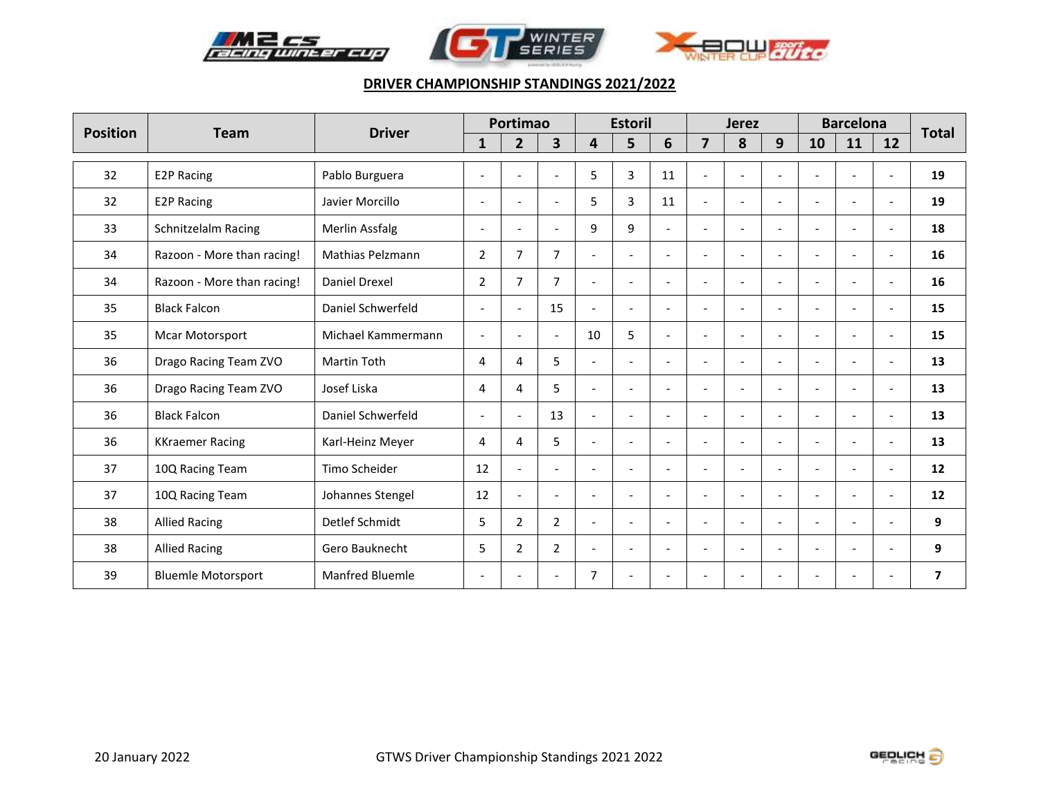## DRIVER CHAMPIONSHIP STANDINGS 2021/2022

| Position | Team | Driver | Portimao | | | Estoril | | | Jerez | | | Barcelona | | | Total |
|---|---|---|---|---|---|---|---|---|---|---|---|---|---|---|---|
| | | | 1 | 2 | 3 | 4 | 5 | 6 | 7 | 8 | 9 | 10 | 11 | 12 | |
| 32 | E2P Racing | Pablo Burguera | - | - | - | 5 | 3 | 11 | - | - | - | - | - | - | **19** |
| 32 | E2P Racing | Javier Morcillo | - | - | - | 5 | 3 | 11 | - | - | - | - | - | - | **19** |
| 33 | Schnitzelalm Racing | Merlin Assfalg | - | - | - | 9 | 9 | - | - | - | - | - | - | - | **18** |
| 34 | Razoon - More than racing! | Mathias Pelzmann | 2 | 7 | 7 | - | - | - | - | - | - | - | - | - | **16** |
| 34 | Razoon - More than racing! | Daniel Drexel | 2 | 7 | 7 | - | - | - | - | - | - | - | - | - | **16** |
| 35 | Black Falcon | Daniel Schwerfeld | - | - | 15 | - | - | - | - | - | - | - | - | - | **15** |
| 35 | Mcar Motorsport | Michael Kammermann | - | - | - | 10 | 5 | - | - | - | - | - | - | - | **15** |
| 36 | Drago Racing Team ZVO | Martin Toth | 4 | 4 | 5 | - | - | - | - | - | - | - | - | - | **13** |
| 36 | Drago Racing Team ZVO | Josef Liska | 4 | 4 | 5 | - | - | - | - | - | - | - | - | - | **13** |
| 36 | Black Falcon | Daniel Schwerfeld | - | - | 13 | - | - | - | - | - | - | - | - | - | **13** |
| 36 | KKraemer Racing | Karl-Heinz Meyer | 4 | 4 | 5 | - | - | - | - | - | - | - | - | - | **13** |
| 37 | 10Q Racing Team | Timo Scheider | 12 | - | - | - | - | - | - | - | - | - | - | - | **12** |
| 37 | 10Q Racing Team | Johannes Stengel | 12 | - | - | - | - | - | - | - | - | - | - | - | **12** |
| 38 | Allied Racing | Detlef Schmidt | 5 | 2 | 2 | - | - | - | - | - | - | - | - | - | **9** |
| 38 | Allied Racing | Gero Bauknecht | 5 | 2 | 2 | - | - | - | - | - | - | - | - | - | **9** |
| 39 | Bluemle Motorsport | Manfred Bluemle | - | - | - | 7 | - | - | - | - | - | - | - | - | **7** |